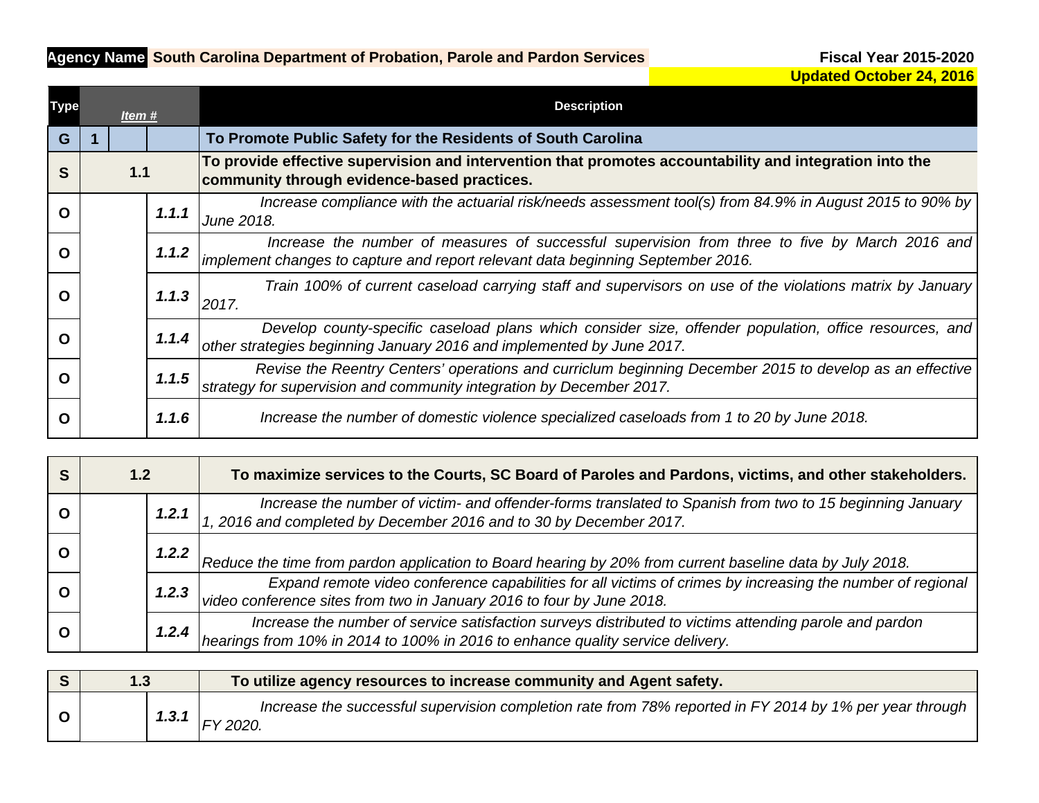**Agency Name** South Carolina Department of Probation, Parole and Pardon Services

**Fiscal Year 2015-2020**

**Updated October 24, 2016**

| Type | Item # | | | Description |
|---|---|---|---|---|
| **G** | **1** | | | **To Promote Public Safety for the Residents of South Carolina** |
| **S** | **1.1** | | | **To provide effective supervision and intervention that promotes accountability and integration into the community through evidence-based practices.** |
| **O** | | | ***1.1.1*** | *Increase compliance with the actuarial risk/needs assessment tool(s) from 84.9% in August 2015 to 90% by June 2018.* |
| **O** | | | ***1.1.2*** | *Increase the number of measures of successful supervision from three to five by March 2016 and implement changes to capture and report relevant data beginning September 2016.* |
| **O** | | | ***1.1.3*** | *Train 100% of current caseload carrying staff and supervisors on use of the violations matrix by January 2017.* |
| **O** | | | ***1.1.4*** | *Develop county-specific caseload plans which consider size, offender population, office resources, and other strategies beginning January 2016 and implemented by June 2017.* |
| **O** | | | ***1.1.5*** | *Revise the Reentry Centers' operations and curriclum beginning December 2015 to develop as an effective strategy for supervision and community integration by December 2017.* |
| **O** | | | ***1.1.6*** | *Increase the number of domestic violence specialized caseloads from 1 to 20 by June 2018.* |
| **S** | **1.2** | | | **To maximize services to the Courts, SC Board of Paroles and Pardons, victims, and other stakeholders.** |
| **O** | | | ***1.2.1*** | *Increase the number of victim- and offender-forms translated to Spanish from two to 15 beginning January 1, 2016 and completed by December 2016 and to 30 by December 2017.* |
| **O** | | | ***1.2.2*** | *Reduce the time from pardon application to Board hearing by 20% from current baseline data by July 2018.* |
| **O** | | | ***1.2.3*** | *Expand remote video conference capabilities for all victims of crimes by increasing the number of regional video conference sites from two in January 2016 to four by June 2018.* |
| **O** | | | ***1.2.4*** | *Increase the number of service satisfaction surveys distributed to victims attending parole and pardon hearings from 10% in 2014 to 100% in 2016 to enhance quality service delivery.* |
| **S** | **1.3** | | | **To utilize agency resources to increase community and Agent safety.** |
| **O** | | | ***1.3.1*** | *Increase the successful supervision completion rate from 78% reported in FY 2014 by 1% per year through FY 2020.* |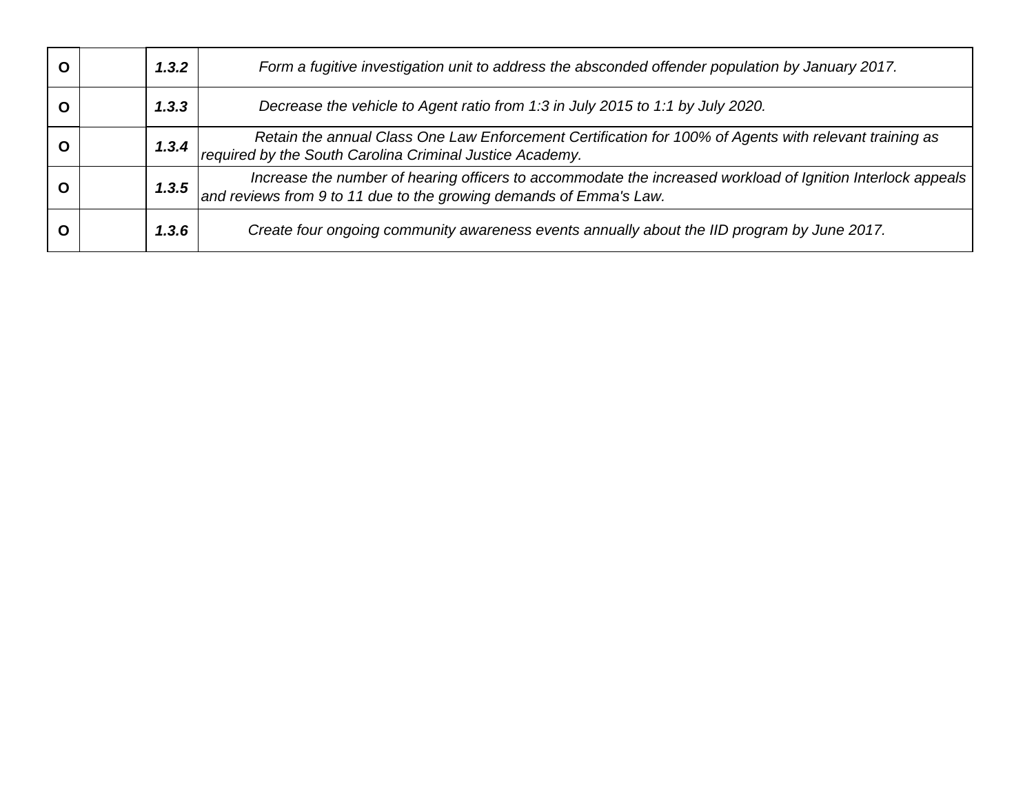| | | | |
|---|---|---|---|
| **O** | | ***1.3.2*** | *Form a fugitive investigation unit to address the absconded offender population by January 2017.* |
| **O** | | ***1.3.3*** | *Decrease the vehicle to Agent ratio from 1:3 in July 2015 to 1:1 by July 2020.* |
| **O** | | ***1.3.4*** | *Retain the annual Class One Law Enforcement Certification for 100% of Agents with relevant training as required by the South Carolina Criminal Justice Academy.* |
| **O** | | ***1.3.5*** | *Increase the number of hearing officers to accommodate the increased workload of Ignition Interlock appeals and reviews from 9 to 11 due to the growing demands of Emma's Law.* |
| **O** | | ***1.3.6*** | *Create four ongoing community awareness events annually about the IID program by June 2017.* |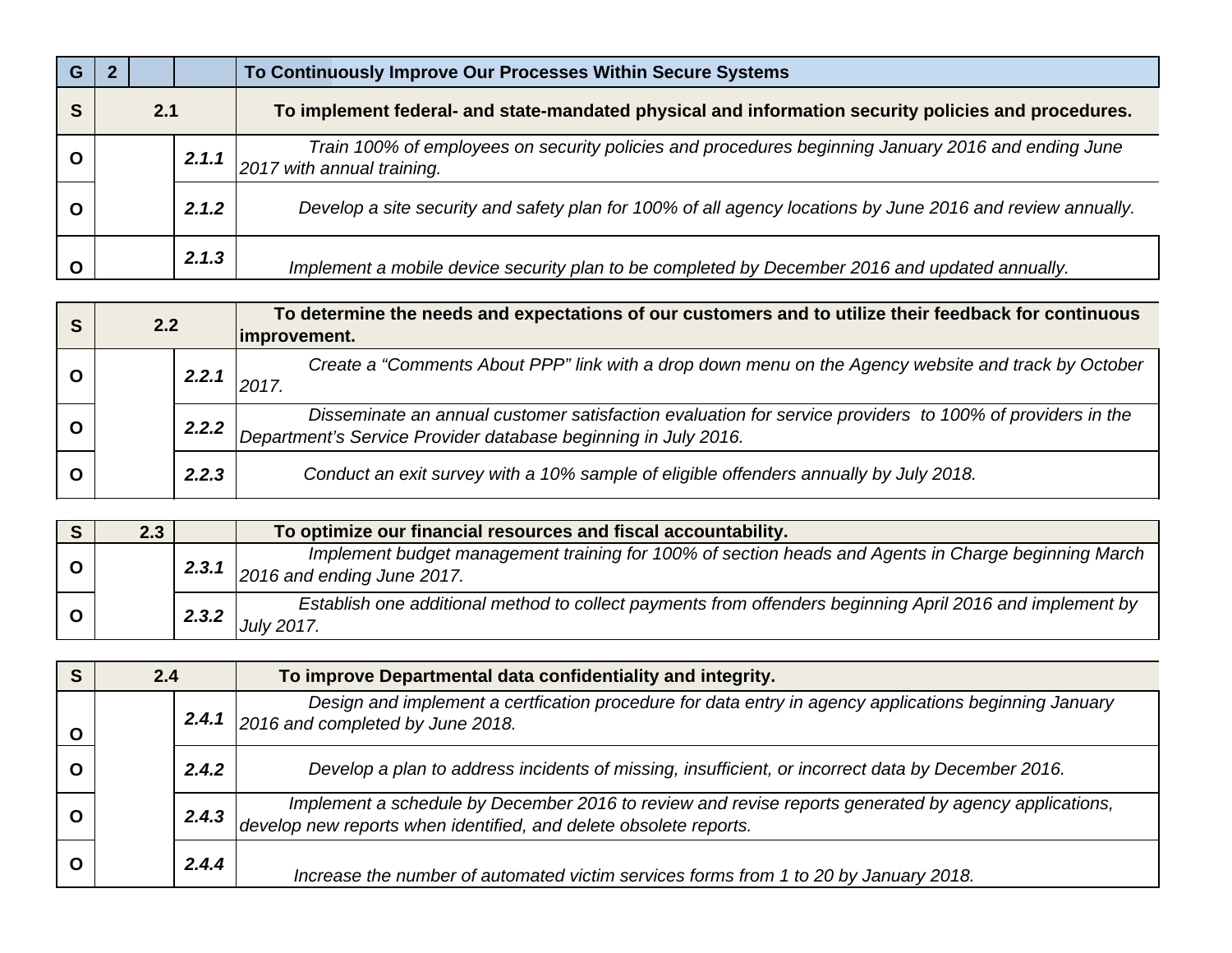| G | 2 | | To Continuously Improve Our Processes Within Secure Systems |
|---|---|---|---|
| **S** | **2.1** | | **To implement federal- and state-mandated physical and information security policies and procedures.** |
| **O** | | ***2.1.1*** | *Train 100% of employees on security policies and procedures beginning January 2016 and ending June 2017 with annual training.* |
| **O** | | ***2.1.2*** | *Develop a site security and safety plan for 100% of all agency locations by June 2016 and review annually.* |
| **O** | | ***2.1.3*** | *Implement a mobile device security plan to be completed by December 2016 and updated annually.* |

| S | 2.2 | | To determine the needs and expectations of our customers and to utilize their feedback for continuous improvement. |
|---|---|---|---|
| **O** | | ***2.2.1*** | *Create a "Comments About PPP" link with a drop down menu on the Agency website and track by October 2017.* |
| **O** | | ***2.2.2*** | *Disseminate an annual customer satisfaction evaluation for service providers to 100% of providers in the Department's Service Provider database beginning in July 2016.* |
| **O** | | ***2.2.3*** | *Conduct an exit survey with a 10% sample of eligible offenders annually by July 2018.* |

| S | 2.3 | | To optimize our financial resources and fiscal accountability. |
|---|---|---|---|
| **O** | | ***2.3.1*** | *Implement budget management training for 100% of section heads and Agents in Charge beginning March 2016 and ending June 2017.* |
| **O** | | ***2.3.2*** | *Establish one additional method to collect payments from offenders beginning April 2016 and implement by July 2017.* |

| S | 2.4 | | To improve Departmental data confidentiality and integrity. |
|---|---|---|---|
| **O** | | ***2.4.1*** | *Design and implement a certfication procedure for data entry in agency applications beginning January 2016 and completed by June 2018.* |
| **O** | | ***2.4.2*** | *Develop a plan to address incidents of missing, insufficient, or incorrect data by December 2016.* |
| **O** | | ***2.4.3*** | *Implement a schedule by December 2016 to review and revise reports generated by agency applications, develop new reports when identified, and delete obsolete reports.* |
| **O** | | ***2.4.4*** | *Increase the number of automated victim services forms from 1 to 20 by January 2018.* |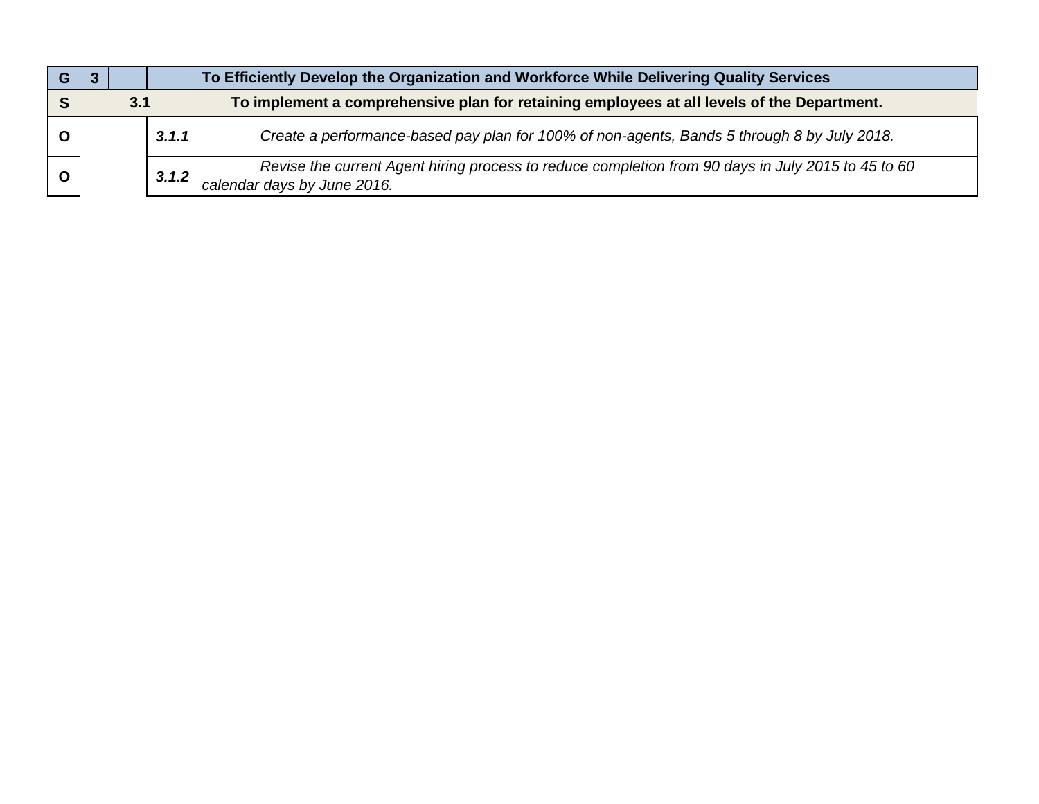| G | 3 | | | To Efficiently Develop the Organization and Workforce While Delivering Quality Services |
|---|---|---|---|---|
| S | 3.1 | | | To implement a comprehensive plan for retaining employees at all levels of the Department. |
| O | | | *3.1.1* | *Create a performance-based pay plan for 100% of non-agents, Bands 5 through 8 by July 2018.* |
| O | | | *3.1.2* | *Revise the current Agent hiring process to reduce completion from 90 days in July 2015 to 45 to 60 calendar days by June 2016.* |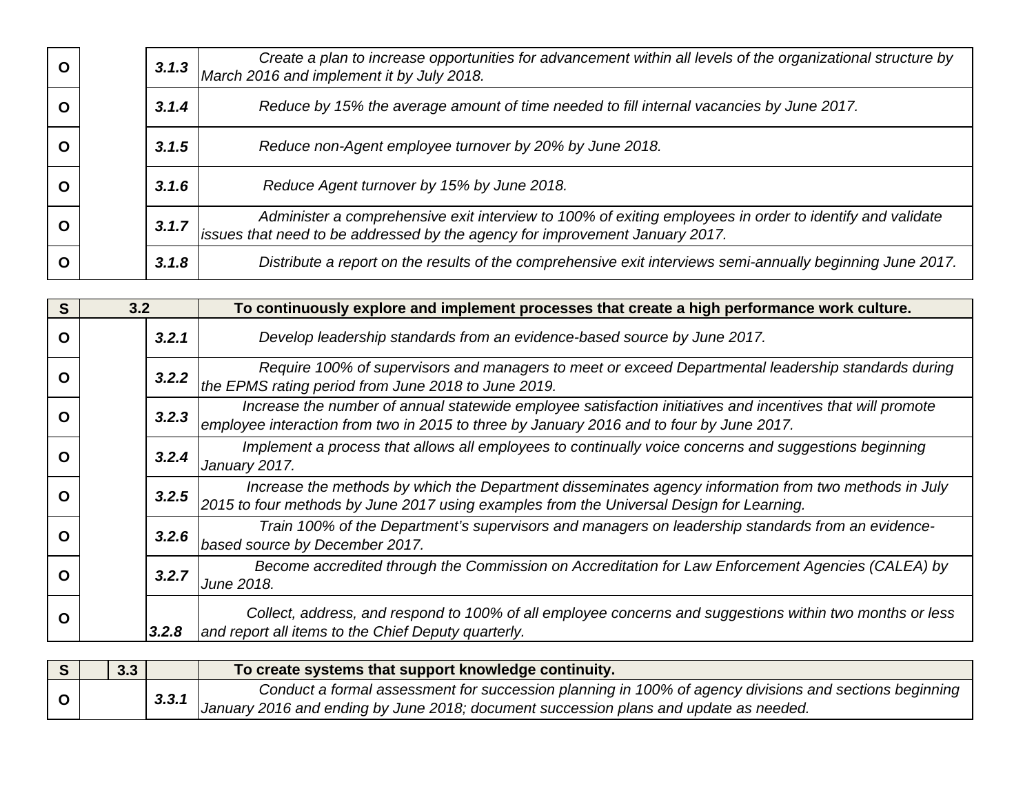| | | | |
|---|---|---|---|
| O | | *3.1.3* | *Create a plan to increase opportunities for advancement within all levels of the organizational structure by March 2016 and implement it by July 2018.* |
| O | | *3.1.4* | *Reduce by 15% the average amount of time needed to fill internal vacancies by June 2017.* |
| O | | *3.1.5* | *Reduce non-Agent employee turnover by 20% by June 2018.* |
| O | | *3.1.6* | *Reduce Agent turnover by 15% by June 2018.* |
| O | | *3.1.7* | *Administer a comprehensive exit interview to 100% of exiting employees in order to identify and validate issues that need to be addressed by the agency for improvement January 2017.* |
| O | | *3.1.8* | *Distribute a report on the results of the comprehensive exit interviews semi-annually beginning June 2017.* |

| | | | |
|---|---|---|---|
| **S** | **3.2** | | **To continuously explore and implement processes that create a high performance work culture.** |
| O | | *3.2.1* | *Develop leadership standards from an evidence-based source by June 2017.* |
| O | | *3.2.2* | *Require 100% of supervisors and managers to meet or exceed Departmental leadership standards during the EPMS rating period from June 2018 to June 2019.* |
| O | | *3.2.3* | *Increase the number of annual statewide employee satisfaction initiatives and incentives that will promote employee interaction from two in 2015 to three by January 2016 and to four by June 2017.* |
| O | | *3.2.4* | *Implement a process that allows all employees to continually voice concerns and suggestions beginning January 2017.* |
| O | | *3.2.5* | *Increase the methods by which the Department disseminates agency information from two methods in July 2015 to four methods by June 2017 using examples from the Universal Design for Learning.* |
| O | | *3.2.6* | *Train 100% of the Department's supervisors and managers on leadership standards from an evidence-based source by December 2017.* |
| O | | *3.2.7* | *Become accredited through the Commission on Accreditation for Law Enforcement Agencies (CALEA) by June 2018.* |
| O | | *3.2.8* | *Collect, address, and respond to 100% of all employee concerns and suggestions within two months or less and report all items to the Chief Deputy quarterly.* |

| | | | |
|---|---|---|---|
| **S** | **3.3** | | **To create systems that support knowledge continuity.** |
| O | | *3.3.1* | *Conduct a formal assessment for succession planning in 100% of agency divisions and sections beginning January 2016 and ending by June 2018; document succession plans and update as needed.* |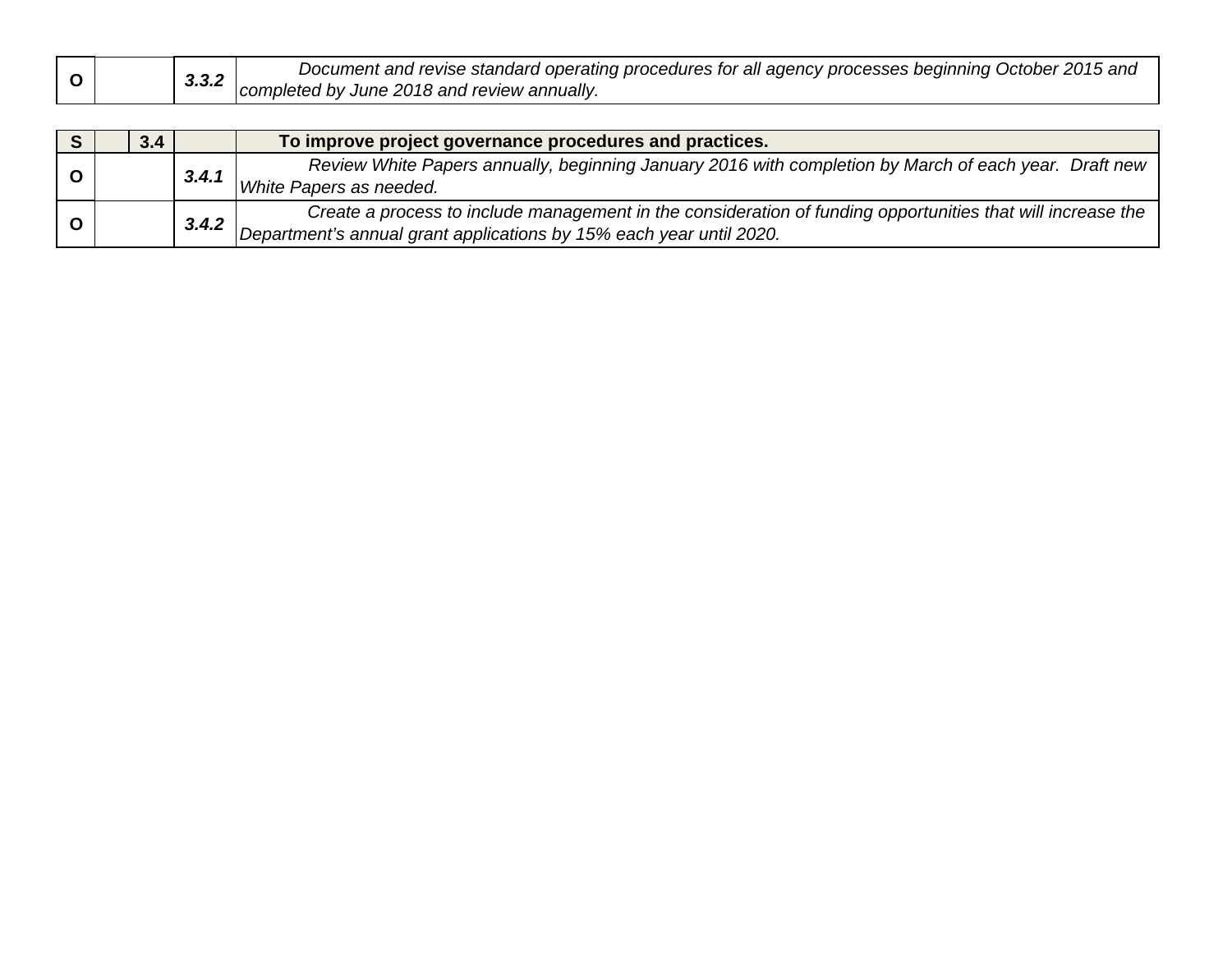| | | | | |
|---|---|---|---|---|
| **O** | | | ***3.3.2*** | *Document and revise standard operating procedures for all agency processes beginning October 2015 and completed by June 2018 and review annually.* |

| | | | | |
|---|---|---|---|---|
| **S** | | **3.4** | | **To improve project governance procedures and practices.** |
| **O** | | | ***3.4.1*** | *Review White Papers annually, beginning January 2016 with completion by March of each year. Draft new White Papers as needed.* |
| **O** | | | ***3.4.2*** | *Create a process to include management in the consideration of funding opportunities that will increase the Department's annual grant applications by 15% each year until 2020.* |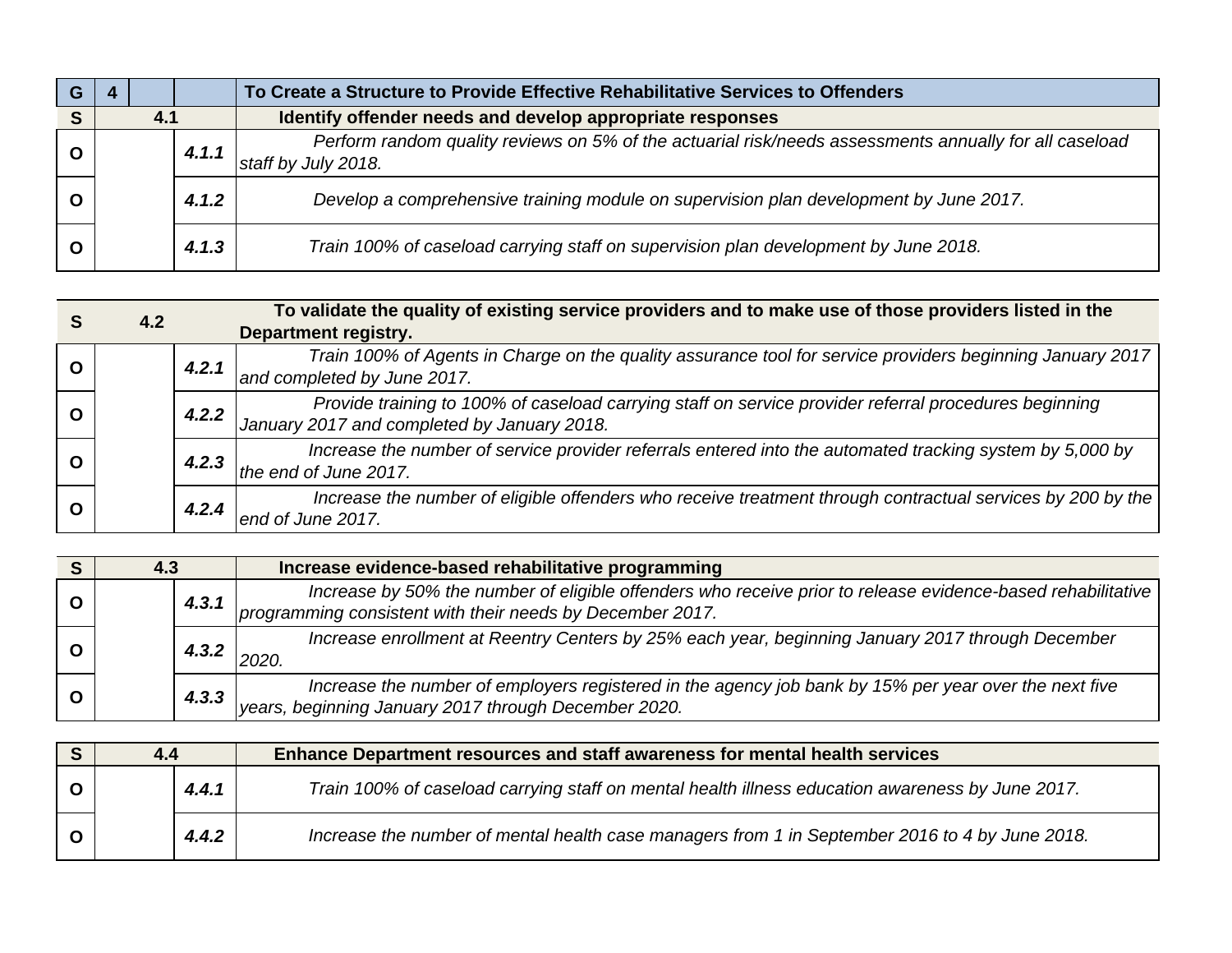| | | | | |
|---|---|---|---|---|
| **G** | **4** | | | **To Create a Structure to Provide Effective Rehabilitative Services to Offenders** |
| **S** | **4.1** | | | **Identify offender needs and develop appropriate responses** |
| **O** | | | ***4.1.1*** | *Perform random quality reviews on 5% of the actuarial risk/needs assessments annually for all caseload staff by July 2018.* |
| **O** | | | ***4.1.2*** | *Develop a comprehensive training module on supervision plan development by June 2017.* |
| **O** | | | ***4.1.3*** | *Train 100% of caseload carrying staff on supervision plan development by June 2018.* |

| | | | |
|---|---|---|---|
| **S** | **4.2** | | **To validate the quality of existing service providers and to make use of those providers listed in the Department registry.** |
| **O** | | ***4.2.1*** | *Train 100% of Agents in Charge on the quality assurance tool for service providers beginning January 2017 and completed by June 2017.* |
| **O** | | ***4.2.2*** | *Provide training to 100% of caseload carrying staff on service provider referral procedures beginning January 2017 and completed by January 2018.* |
| **O** | | ***4.2.3*** | *Increase the number of service provider referrals entered into the automated tracking system by 5,000 by the end of June 2017.* |
| **O** | | ***4.2.4*** | *Increase the number of eligible offenders who receive treatment through contractual services by 200 by the end of June 2017.* |

| | | | |
|---|---|---|---|
| **S** | **4.3** | | **Increase evidence-based rehabilitative programming** |
| **O** | | ***4.3.1*** | *Increase by 50% the number of eligible offenders who receive prior to release evidence-based rehabilitative programming consistent with their needs by December 2017.* |
| **O** | | ***4.3.2*** | *Increase enrollment at Reentry Centers by 25% each year, beginning January 2017 through December 2020.* |
| **O** | | ***4.3.3*** | *Increase the number of employers registered in the agency job bank by 15% per year over the next five years, beginning January 2017 through December 2020.* |

| | | | |
|---|---|---|---|
| **S** | **4.4** | | **Enhance Department resources and staff awareness for mental health services** |
| **O** | | ***4.4.1*** | *Train 100% of caseload carrying staff on mental health illness education awareness by June 2017.* |
| **O** | | ***4.4.2*** | *Increase the number of mental health case managers from 1 in September 2016 to 4 by June 2018.* |